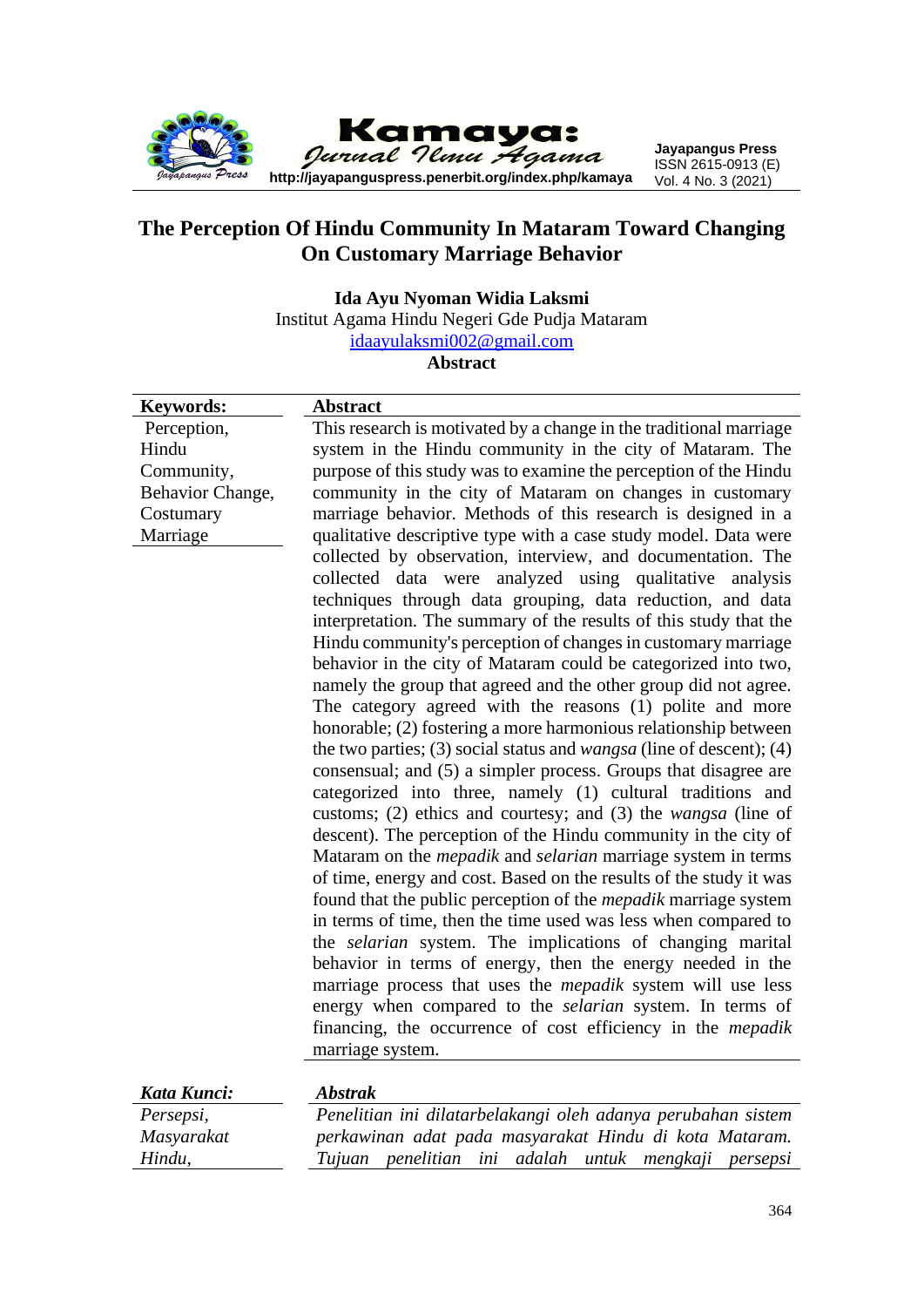# The Perception Of Hindu Community In Mataram Toward Changing On Customary Marriage Behavior

**Ida Ayu Nyoman Widia Laksmi**
Institut Agama Hindu Negeri Gde Pudja Mataram
idaayulaksmi002@gmail.com

**Abstract**

**Keywords:** Perception, Hindu Community, Behavior Change, Costumary Marriage

**Abstract**

This research is motivated by a change in the traditional marriage system in the Hindu community in the city of Mataram. The purpose of this study was to examine the perception of the Hindu community in the city of Mataram on changes in customary marriage behavior. Methods of this research is designed in a qualitative descriptive type with a case study model. Data were collected by observation, interview, and documentation. The collected data were analyzed using qualitative analysis techniques through data grouping, data reduction, and data interpretation. The summary of the results of this study that the Hindu community's perception of changes in customary marriage behavior in the city of Mataram could be categorized into two, namely the group that agreed and the other group did not agree. The category agreed with the reasons (1) polite and more honorable; (2) fostering a more harmonious relationship between the two parties; (3) social status and *wangsa* (line of descent); (4) consensual; and (5) a simpler process. Groups that disagree are categorized into three, namely (1) cultural traditions and customs; (2) ethics and courtesy; and (3) the *wangsa* (line of descent). The perception of the Hindu community in the city of Mataram on the *mepadik* and *selarian* marriage system in terms of time, energy and cost. Based on the results of the study it was found that the public perception of the *mepadik* marriage system in terms of time, then the time used was less when compared to the *selarian* system. The implications of changing marital behavior in terms of energy, then the energy needed in the marriage process that uses the *mepadik* system will use less energy when compared to the *selarian* system. In terms of financing, the occurrence of cost efficiency in the *mepadik* marriage system.

***Kata Kunci:*** *Persepsi, Masyarakat Hindu,*

***Abstrak***

*Penelitian ini dilatarbelakangi oleh adanya perubahan sistem perkawinan adat pada masyarakat Hindu di kota Mataram. Tujuan penelitian ini adalah untuk mengkaji persepsi*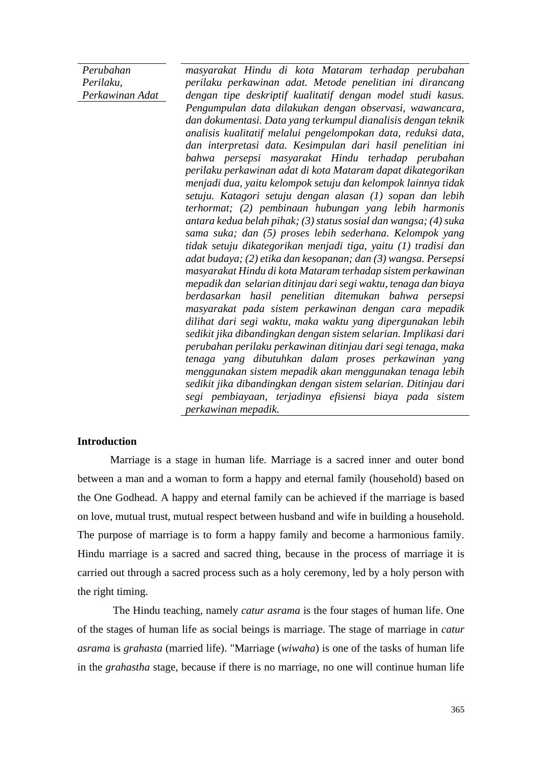*Perubahan Perilaku, Perkawinan Adat*

*masyarakat Hindu di kota Mataram terhadap perubahan perilaku perkawinan adat. Metode penelitian ini dirancang dengan tipe deskriptif kualitatif dengan model studi kasus. Pengumpulan data dilakukan dengan observasi, wawancara, dan dokumentasi. Data yang terkumpul dianalisis dengan teknik analisis kualitatif melalui pengelompokan data, reduksi data, dan interpretasi data. Kesimpulan dari hasil penelitian ini bahwa persepsi masyarakat Hindu terhadap perubahan perilaku perkawinan adat di kota Mataram dapat dikategorikan menjadi dua, yaitu kelompok setuju dan kelompok lainnya tidak setuju. Katagori setuju dengan alasan (1) sopan dan lebih terhormat; (2) pembinaan hubungan yang lebih harmonis antara kedua belah pihak; (3) status sosial dan wangsa; (4) suka sama suka; dan (5) proses lebih sederhana. Kelompok yang tidak setuju dikategorikan menjadi tiga, yaitu (1) tradisi dan adat budaya; (2) etika dan kesopanan; dan (3) wangsa. Persepsi masyarakat Hindu di kota Mataram terhadap sistem perkawinan mepadik dan selarian ditinjau dari segi waktu, tenaga dan biaya berdasarkan hasil penelitian ditemukan bahwa persepsi masyarakat pada sistem perkawinan dengan cara mepadik dilihat dari segi waktu, maka waktu yang dipergunakan lebih sedikit jika dibandingkan dengan sistem selarian. Implikasi dari perubahan perilaku perkawinan ditinjau dari segi tenaga, maka tenaga yang dibutuhkan dalam proses perkawinan yang menggunakan sistem mepadik akan menggunakan tenaga lebih sedikit jika dibandingkan dengan sistem selarian. Ditinjau dari segi pembiayaan, terjadinya efisiensi biaya pada sistem perkawinan mepadik.*

## Introduction

Marriage is a stage in human life. Marriage is a sacred inner and outer bond between a man and a woman to form a happy and eternal family (household) based on the One Godhead. A happy and eternal family can be achieved if the marriage is based on love, mutual trust, mutual respect between husband and wife in building a household. The purpose of marriage is to form a happy family and become a harmonious family. Hindu marriage is a sacred and sacred thing, because in the process of marriage it is carried out through a sacred process such as a holy ceremony, led by a holy person with the right timing.

The Hindu teaching, namely *catur asrama* is the four stages of human life. One of the stages of human life as social beings is marriage. The stage of marriage in *catur asrama* is *grahasta* (married life). "Marriage (*wiwaha*) is one of the tasks of human life in the *grahastha* stage, because if there is no marriage, no one will continue human life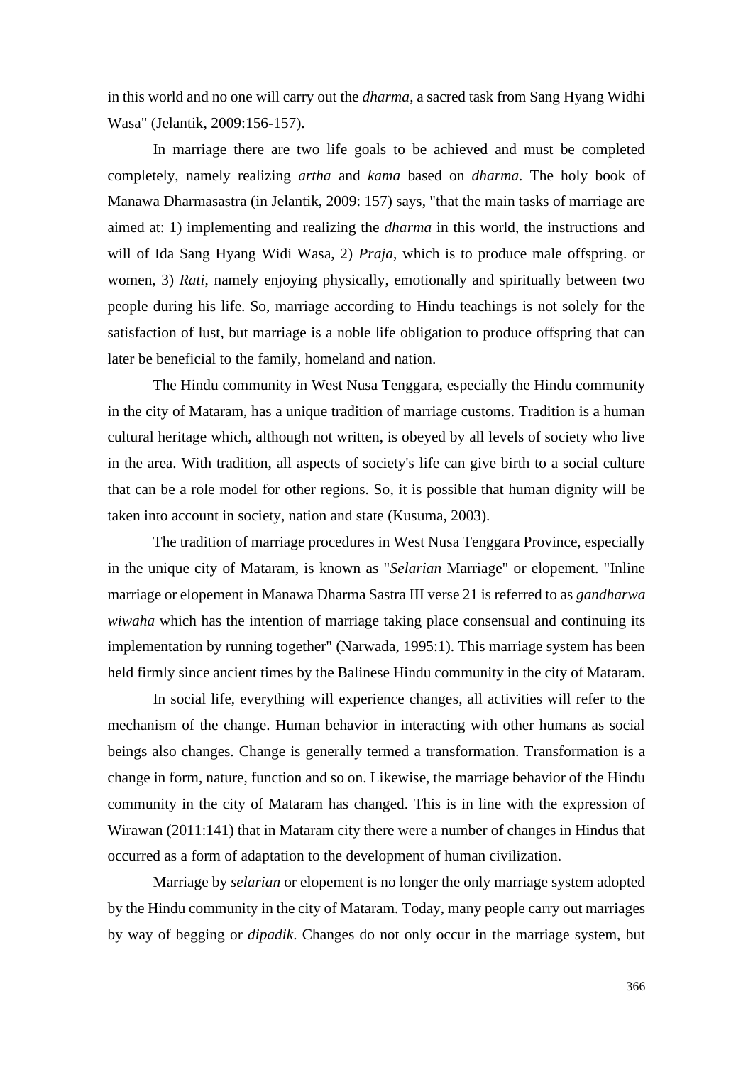in this world and no one will carry out the *dharma*, a sacred task from Sang Hyang Widhi Wasa" (Jelantik, 2009:156-157).

In marriage there are two life goals to be achieved and must be completed completely, namely realizing *artha* and *kama* based on *dharma*. The holy book of Manawa Dharmasastra (in Jelantik, 2009: 157) says, "that the main tasks of marriage are aimed at: 1) implementing and realizing the *dharma* in this world, the instructions and will of Ida Sang Hyang Widi Wasa, 2) *Praja*, which is to produce male offspring. or women, 3) *Rati*, namely enjoying physically, emotionally and spiritually between two people during his life. So, marriage according to Hindu teachings is not solely for the satisfaction of lust, but marriage is a noble life obligation to produce offspring that can later be beneficial to the family, homeland and nation.

The Hindu community in West Nusa Tenggara, especially the Hindu community in the city of Mataram, has a unique tradition of marriage customs. Tradition is a human cultural heritage which, although not written, is obeyed by all levels of society who live in the area. With tradition, all aspects of society's life can give birth to a social culture that can be a role model for other regions. So, it is possible that human dignity will be taken into account in society, nation and state (Kusuma, 2003).

The tradition of marriage procedures in West Nusa Tenggara Province, especially in the unique city of Mataram, is known as "*Selarian* Marriage" or elopement. "Inline marriage or elopement in Manawa Dharma Sastra III verse 21 is referred to as *gandharwa wiwaha* which has the intention of marriage taking place consensual and continuing its implementation by running together" (Narwada, 1995:1). This marriage system has been held firmly since ancient times by the Balinese Hindu community in the city of Mataram.

In social life, everything will experience changes, all activities will refer to the mechanism of the change. Human behavior in interacting with other humans as social beings also changes. Change is generally termed a transformation. Transformation is a change in form, nature, function and so on. Likewise, the marriage behavior of the Hindu community in the city of Mataram has changed. This is in line with the expression of Wirawan (2011:141) that in Mataram city there were a number of changes in Hindus that occurred as a form of adaptation to the development of human civilization.

Marriage by *selarian* or elopement is no longer the only marriage system adopted by the Hindu community in the city of Mataram. Today, many people carry out marriages by way of begging or *dipadik*. Changes do not only occur in the marriage system, but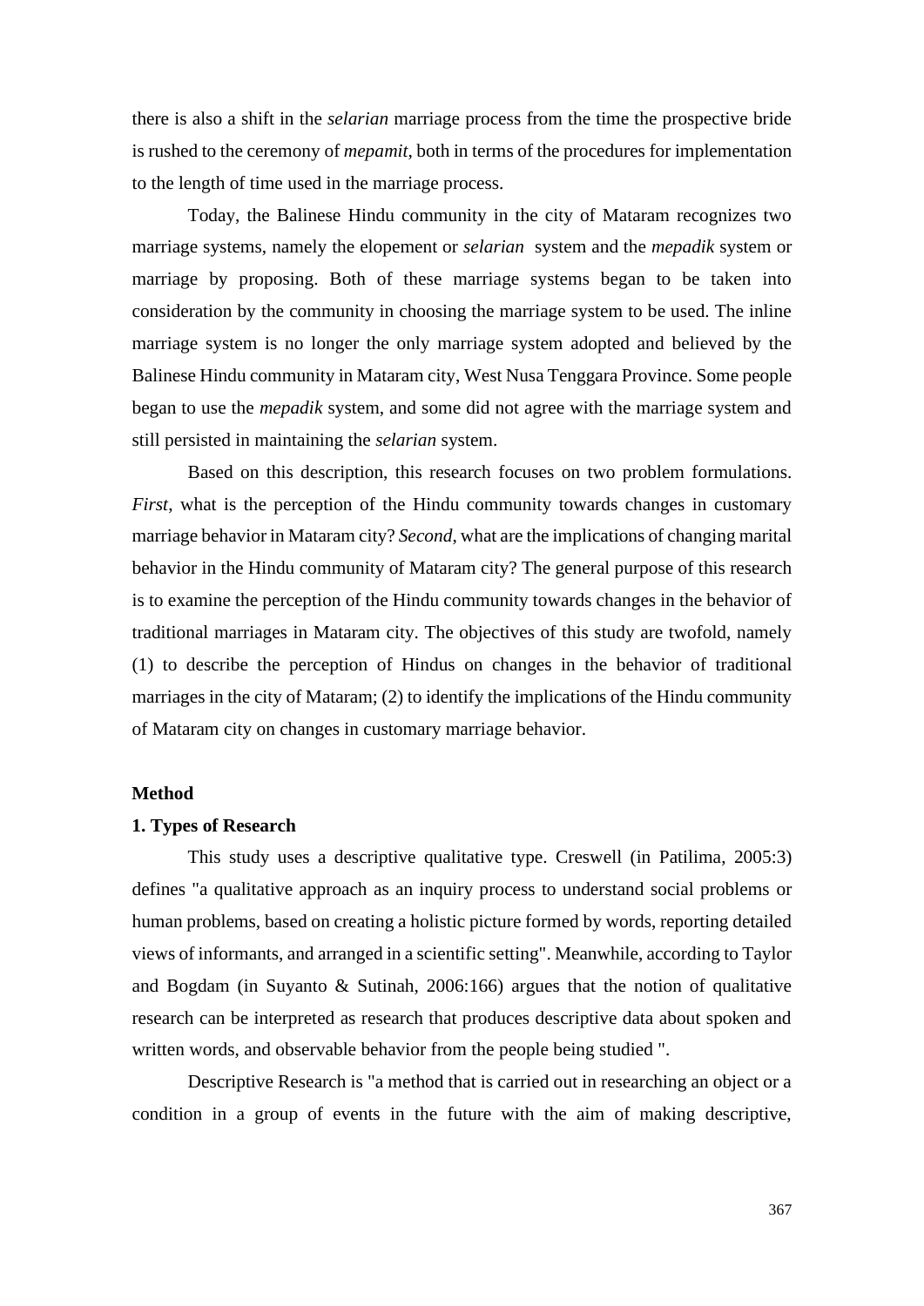there is also a shift in the *selarian* marriage process from the time the prospective bride is rushed to the ceremony of *mepamit*, both in terms of the procedures for implementation to the length of time used in the marriage process.

Today, the Balinese Hindu community in the city of Mataram recognizes two marriage systems, namely the elopement or *selarian* system and the *mepadik* system or marriage by proposing. Both of these marriage systems began to be taken into consideration by the community in choosing the marriage system to be used. The inline marriage system is no longer the only marriage system adopted and believed by the Balinese Hindu community in Mataram city, West Nusa Tenggara Province. Some people began to use the *mepadik* system, and some did not agree with the marriage system and still persisted in maintaining the *selarian* system.

Based on this description, this research focuses on two problem formulations. *First*, what is the perception of the Hindu community towards changes in customary marriage behavior in Mataram city? *Second*, what are the implications of changing marital behavior in the Hindu community of Mataram city? The general purpose of this research is to examine the perception of the Hindu community towards changes in the behavior of traditional marriages in Mataram city. The objectives of this study are twofold, namely (1) to describe the perception of Hindus on changes in the behavior of traditional marriages in the city of Mataram; (2) to identify the implications of the Hindu community of Mataram city on changes in customary marriage behavior.

## Method

### 1. Types of Research

This study uses a descriptive qualitative type. Creswell (in Patilima, 2005:3) defines "a qualitative approach as an inquiry process to understand social problems or human problems, based on creating a holistic picture formed by words, reporting detailed views of informants, and arranged in a scientific setting". Meanwhile, according to Taylor and Bogdam (in Suyanto & Sutinah, 2006:166) argues that the notion of qualitative research can be interpreted as research that produces descriptive data about spoken and written words, and observable behavior from the people being studied ".

Descriptive Research is "a method that is carried out in researching an object or a condition in a group of events in the future with the aim of making descriptive,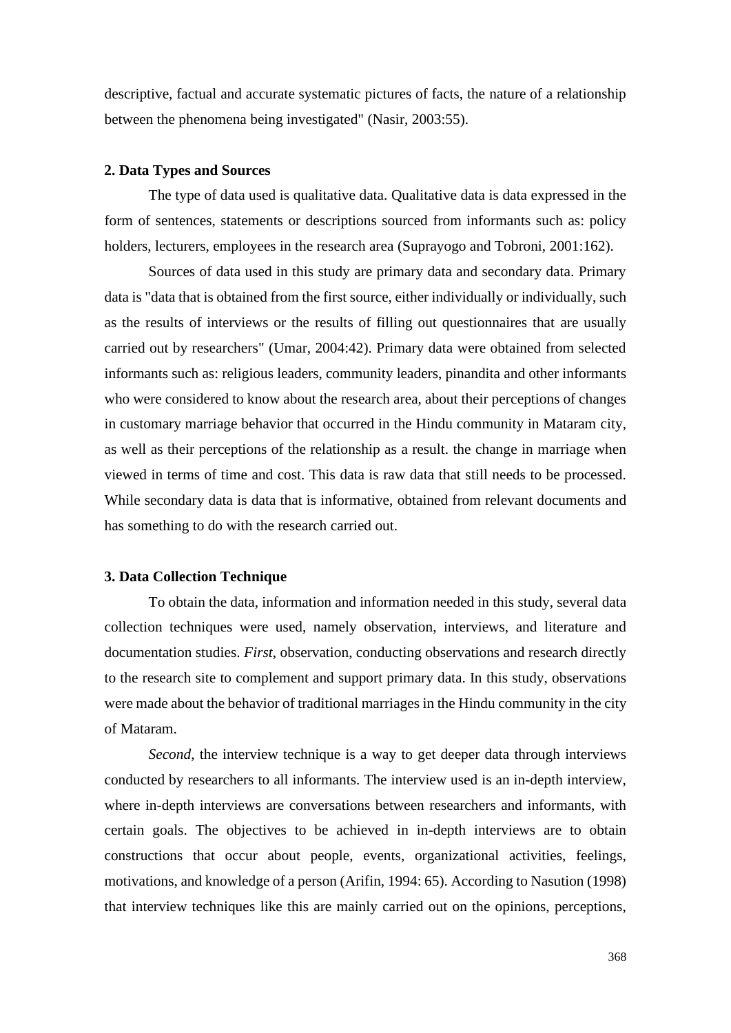descriptive, factual and accurate systematic pictures of facts, the nature of a relationship between the phenomena being investigated" (Nasir, 2003:55).

### 2. Data Types and Sources

The type of data used is qualitative data. Qualitative data is data expressed in the form of sentences, statements or descriptions sourced from informants such as: policy holders, lecturers, employees in the research area (Suprayogo and Tobroni, 2001:162).

Sources of data used in this study are primary data and secondary data. Primary data is "data that is obtained from the first source, either individually or individually, such as the results of interviews or the results of filling out questionnaires that are usually carried out by researchers" (Umar, 2004:42). Primary data were obtained from selected informants such as: religious leaders, community leaders, pinandita and other informants who were considered to know about the research area, about their perceptions of changes in customary marriage behavior that occurred in the Hindu community in Mataram city, as well as their perceptions of the relationship as a result. the change in marriage when viewed in terms of time and cost. This data is raw data that still needs to be processed. While secondary data is data that is informative, obtained from relevant documents and has something to do with the research carried out.

### 3. Data Collection Technique

To obtain the data, information and information needed in this study, several data collection techniques were used, namely observation, interviews, and literature and documentation studies. *First*, observation, conducting observations and research directly to the research site to complement and support primary data. In this study, observations were made about the behavior of traditional marriages in the Hindu community in the city of Mataram.

*Second*, the interview technique is a way to get deeper data through interviews conducted by researchers to all informants. The interview used is an in-depth interview, where in-depth interviews are conversations between researchers and informants, with certain goals. The objectives to be achieved in in-depth interviews are to obtain constructions that occur about people, events, organizational activities, feelings, motivations, and knowledge of a person (Arifin, 1994: 65). According to Nasution (1998) that interview techniques like this are mainly carried out on the opinions, perceptions,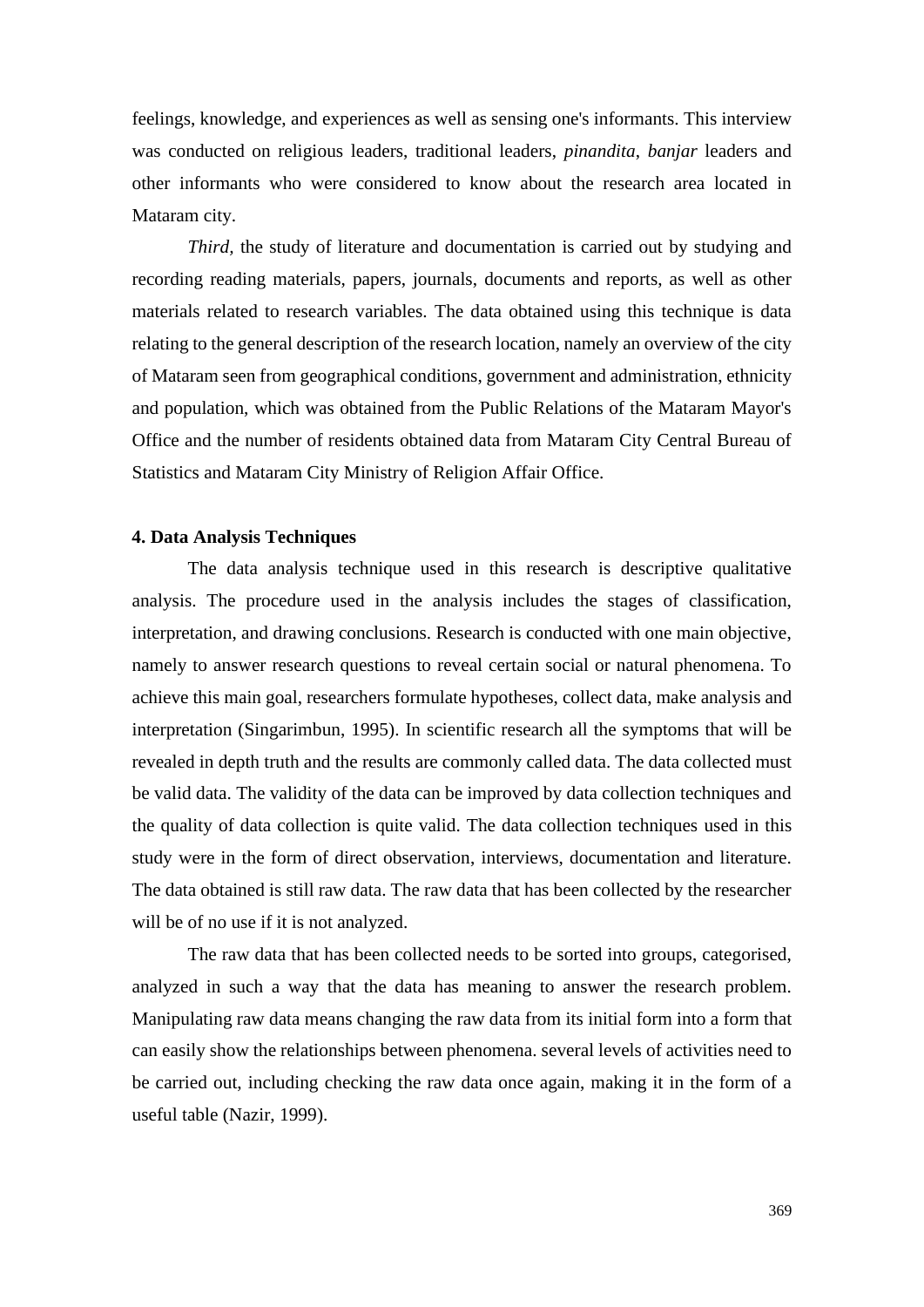feelings, knowledge, and experiences as well as sensing one's informants. This interview was conducted on religious leaders, traditional leaders, *pinandita*, *banjar* leaders and other informants who were considered to know about the research area located in Mataram city.

*Third*, the study of literature and documentation is carried out by studying and recording reading materials, papers, journals, documents and reports, as well as other materials related to research variables. The data obtained using this technique is data relating to the general description of the research location, namely an overview of the city of Mataram seen from geographical conditions, government and administration, ethnicity and population, which was obtained from the Public Relations of the Mataram Mayor's Office and the number of residents obtained data from Mataram City Central Bureau of Statistics and Mataram City Ministry of Religion Affair Office.

### 4. Data Analysis Techniques

The data analysis technique used in this research is descriptive qualitative analysis. The procedure used in the analysis includes the stages of classification, interpretation, and drawing conclusions. Research is conducted with one main objective, namely to answer research questions to reveal certain social or natural phenomena. To achieve this main goal, researchers formulate hypotheses, collect data, make analysis and interpretation (Singarimbun, 1995). In scientific research all the symptoms that will be revealed in depth truth and the results are commonly called data. The data collected must be valid data. The validity of the data can be improved by data collection techniques and the quality of data collection is quite valid. The data collection techniques used in this study were in the form of direct observation, interviews, documentation and literature. The data obtained is still raw data. The raw data that has been collected by the researcher will be of no use if it is not analyzed.

The raw data that has been collected needs to be sorted into groups, categorised, analyzed in such a way that the data has meaning to answer the research problem. Manipulating raw data means changing the raw data from its initial form into a form that can easily show the relationships between phenomena. several levels of activities need to be carried out, including checking the raw data once again, making it in the form of a useful table (Nazir, 1999).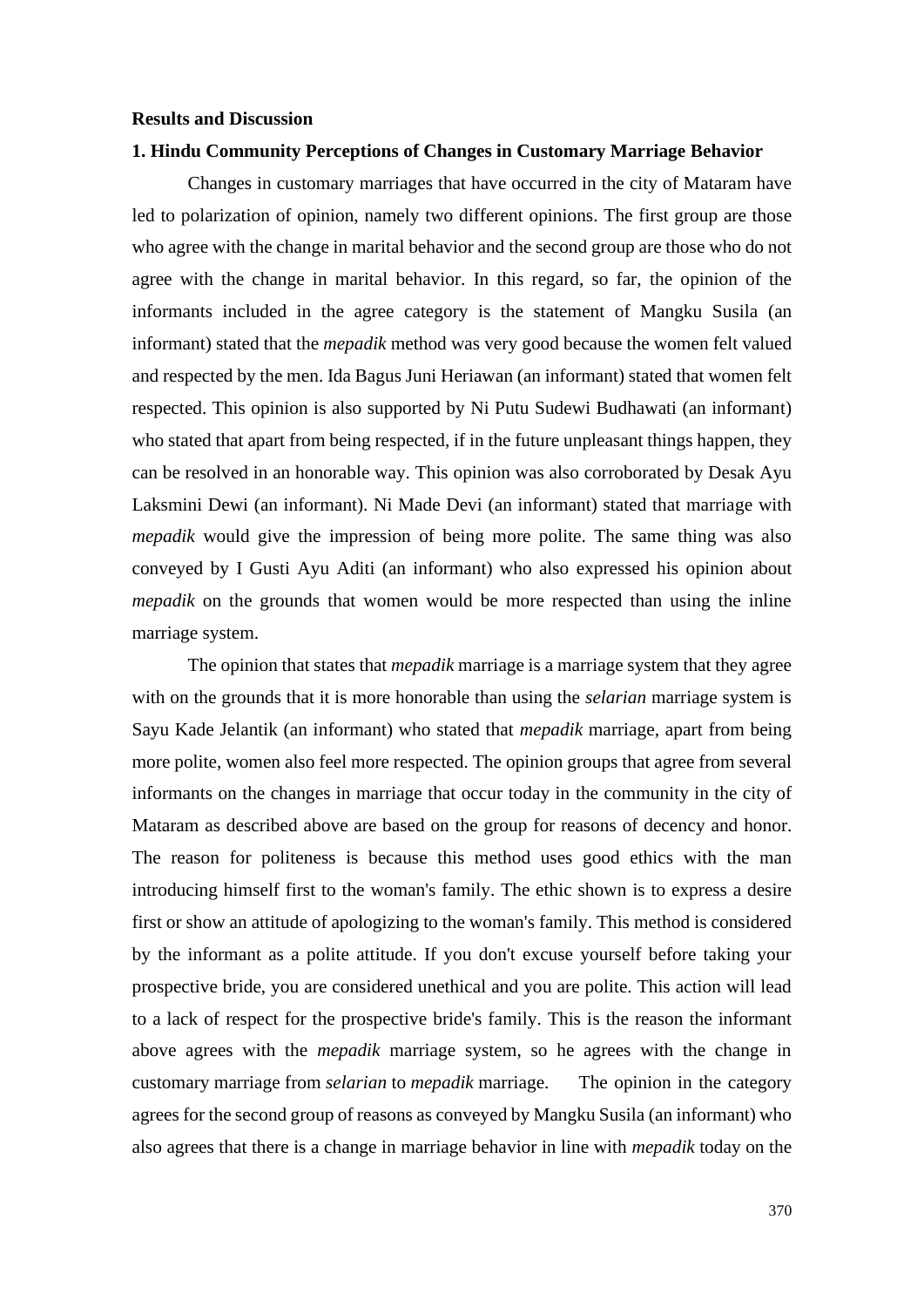**Results and Discussion**

**1. Hindu Community Perceptions of Changes in Customary Marriage Behavior**

Changes in customary marriages that have occurred in the city of Mataram have led to polarization of opinion, namely two different opinions. The first group are those who agree with the change in marital behavior and the second group are those who do not agree with the change in marital behavior. In this regard, so far, the opinion of the informants included in the agree category is the statement of Mangku Susila (an informant) stated that the *mepadik* method was very good because the women felt valued and respected by the men. Ida Bagus Juni Heriawan (an informant) stated that women felt respected. This opinion is also supported by Ni Putu Sudewi Budhawati (an informant) who stated that apart from being respected, if in the future unpleasant things happen, they can be resolved in an honorable way. This opinion was also corroborated by Desak Ayu Laksmini Dewi (an informant). Ni Made Devi (an informant) stated that marriage with *mepadik* would give the impression of being more polite. The same thing was also conveyed by I Gusti Ayu Aditi (an informant) who also expressed his opinion about *mepadik* on the grounds that women would be more respected than using the inline marriage system.

The opinion that states that *mepadik* marriage is a marriage system that they agree with on the grounds that it is more honorable than using the *selarian* marriage system is Sayu Kade Jelantik (an informant) who stated that *mepadik* marriage, apart from being more polite, women also feel more respected. The opinion groups that agree from several informants on the changes in marriage that occur today in the community in the city of Mataram as described above are based on the group for reasons of decency and honor. The reason for politeness is because this method uses good ethics with the man introducing himself first to the woman's family. The ethic shown is to express a desire first or show an attitude of apologizing to the woman's family. This method is considered by the informant as a polite attitude. If you don't excuse yourself before taking your prospective bride, you are considered unethical and you are polite. This action will lead to a lack of respect for the prospective bride's family. This is the reason the informant above agrees with the *mepadik* marriage system, so he agrees with the change in customary marriage from *selarian* to *mepadik* marriage. The opinion in the category agrees for the second group of reasons as conveyed by Mangku Susila (an informant) who also agrees that there is a change in marriage behavior in line with *mepadik* today on the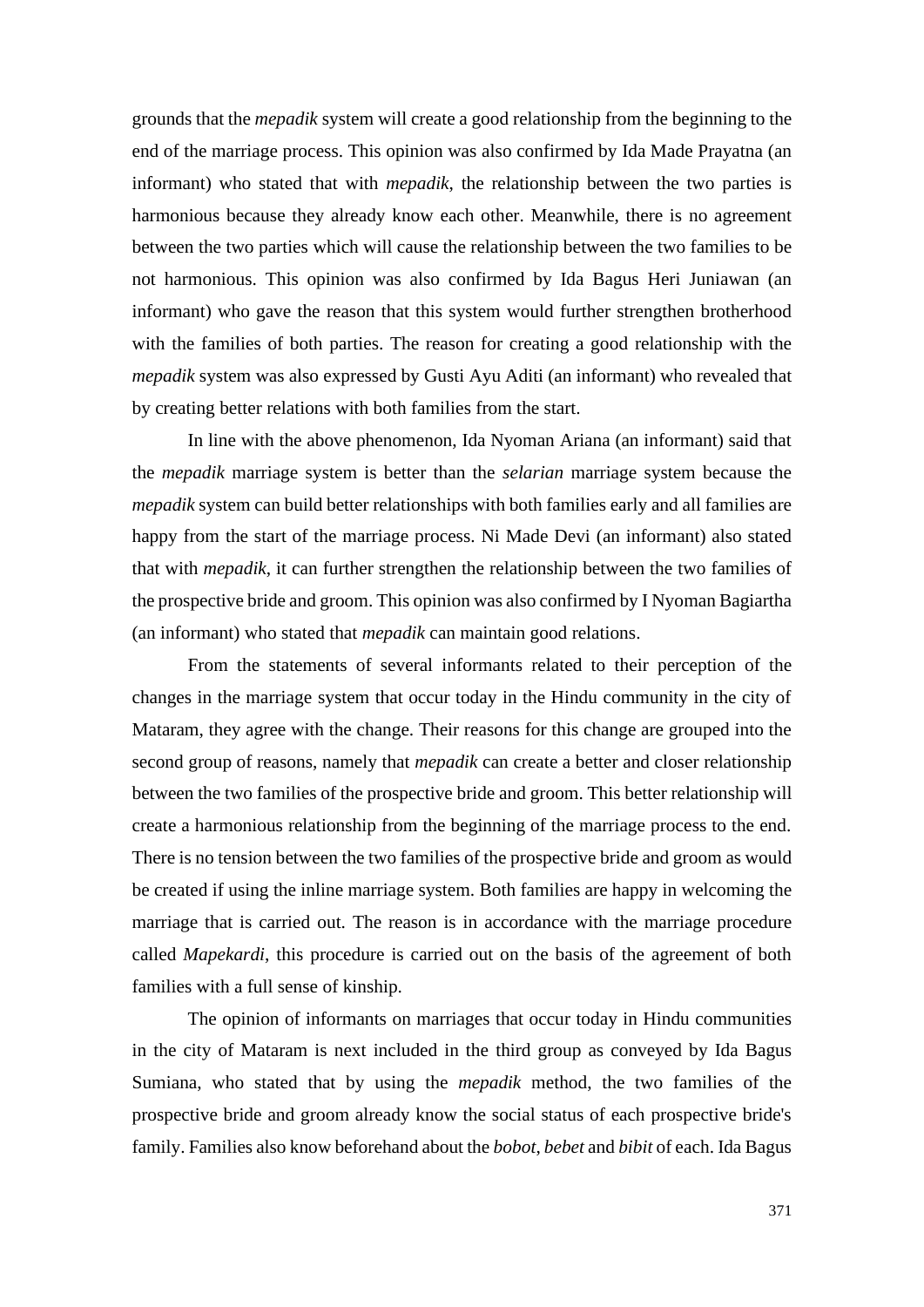grounds that the *mepadik* system will create a good relationship from the beginning to the end of the marriage process. This opinion was also confirmed by Ida Made Prayatna (an informant) who stated that with *mepadik*, the relationship between the two parties is harmonious because they already know each other. Meanwhile, there is no agreement between the two parties which will cause the relationship between the two families to be not harmonious. This opinion was also confirmed by Ida Bagus Heri Juniawan (an informant) who gave the reason that this system would further strengthen brotherhood with the families of both parties. The reason for creating a good relationship with the *mepadik* system was also expressed by Gusti Ayu Aditi (an informant) who revealed that by creating better relations with both families from the start.

In line with the above phenomenon, Ida Nyoman Ariana (an informant) said that the *mepadik* marriage system is better than the *selarian* marriage system because the *mepadik* system can build better relationships with both families early and all families are happy from the start of the marriage process. Ni Made Devi (an informant) also stated that with *mepadik*, it can further strengthen the relationship between the two families of the prospective bride and groom. This opinion was also confirmed by I Nyoman Bagiartha (an informant) who stated that *mepadik* can maintain good relations.

From the statements of several informants related to their perception of the changes in the marriage system that occur today in the Hindu community in the city of Mataram, they agree with the change. Their reasons for this change are grouped into the second group of reasons, namely that *mepadik* can create a better and closer relationship between the two families of the prospective bride and groom. This better relationship will create a harmonious relationship from the beginning of the marriage process to the end. There is no tension between the two families of the prospective bride and groom as would be created if using the inline marriage system. Both families are happy in welcoming the marriage that is carried out. The reason is in accordance with the marriage procedure called *Mapekardi*, this procedure is carried out on the basis of the agreement of both families with a full sense of kinship.

The opinion of informants on marriages that occur today in Hindu communities in the city of Mataram is next included in the third group as conveyed by Ida Bagus Sumiana, who stated that by using the *mepadik* method, the two families of the prospective bride and groom already know the social status of each prospective bride's family. Families also know beforehand about the *bobot*, *bebet* and *bibit* of each. Ida Bagus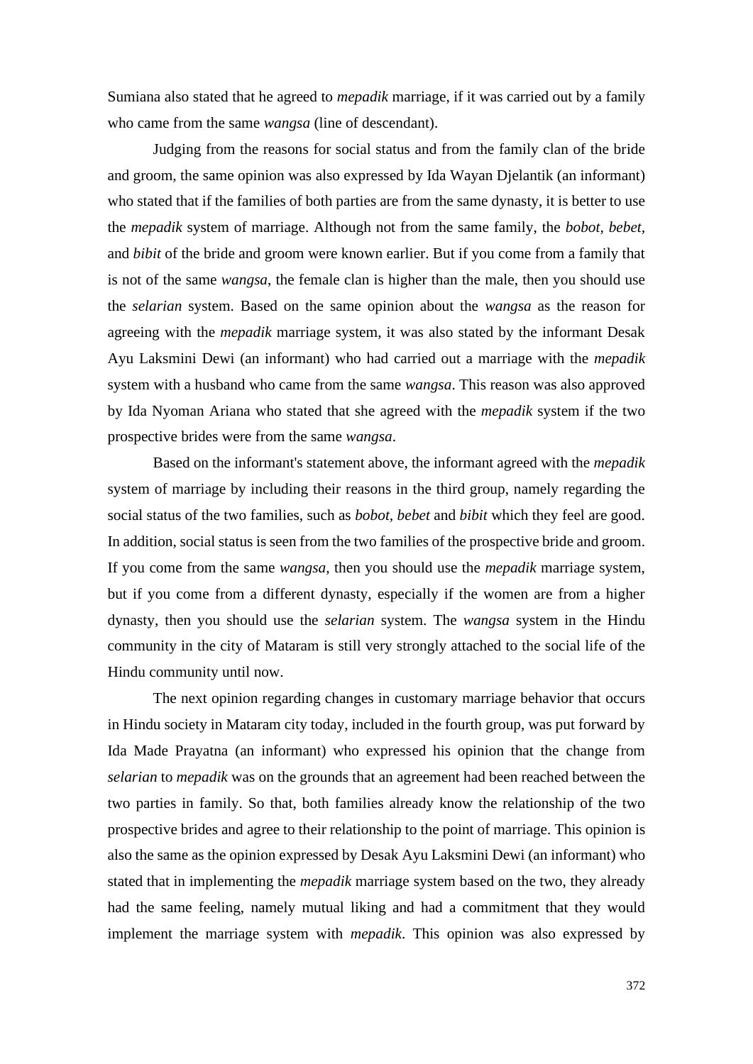Sumiana also stated that he agreed to *mepadik* marriage, if it was carried out by a family who came from the same *wangsa* (line of descendant).

Judging from the reasons for social status and from the family clan of the bride and groom, the same opinion was also expressed by Ida Wayan Djelantik (an informant) who stated that if the families of both parties are from the same dynasty, it is better to use the *mepadik* system of marriage. Although not from the same family, the *bobot*, *bebet*, and *bibit* of the bride and groom were known earlier. But if you come from a family that is not of the same *wangsa*, the female clan is higher than the male, then you should use the *selarian* system. Based on the same opinion about the *wangsa* as the reason for agreeing with the *mepadik* marriage system, it was also stated by the informant Desak Ayu Laksmini Dewi (an informant) who had carried out a marriage with the *mepadik* system with a husband who came from the same *wangsa*. This reason was also approved by Ida Nyoman Ariana who stated that she agreed with the *mepadik* system if the two prospective brides were from the same *wangsa*.

Based on the informant's statement above, the informant agreed with the *mepadik* system of marriage by including their reasons in the third group, namely regarding the social status of the two families, such as *bobot, bebet* and *bibit* which they feel are good. In addition, social status is seen from the two families of the prospective bride and groom. If you come from the same *wangsa*, then you should use the *mepadik* marriage system, but if you come from a different dynasty, especially if the women are from a higher dynasty, then you should use the *selarian* system. The *wangsa* system in the Hindu community in the city of Mataram is still very strongly attached to the social life of the Hindu community until now.

The next opinion regarding changes in customary marriage behavior that occurs in Hindu society in Mataram city today, included in the fourth group, was put forward by Ida Made Prayatna (an informant) who expressed his opinion that the change from *selarian* to *mepadik* was on the grounds that an agreement had been reached between the two parties in family. So that, both families already know the relationship of the two prospective brides and agree to their relationship to the point of marriage. This opinion is also the same as the opinion expressed by Desak Ayu Laksmini Dewi (an informant) who stated that in implementing the *mepadik* marriage system based on the two, they already had the same feeling, namely mutual liking and had a commitment that they would implement the marriage system with *mepadik*. This opinion was also expressed by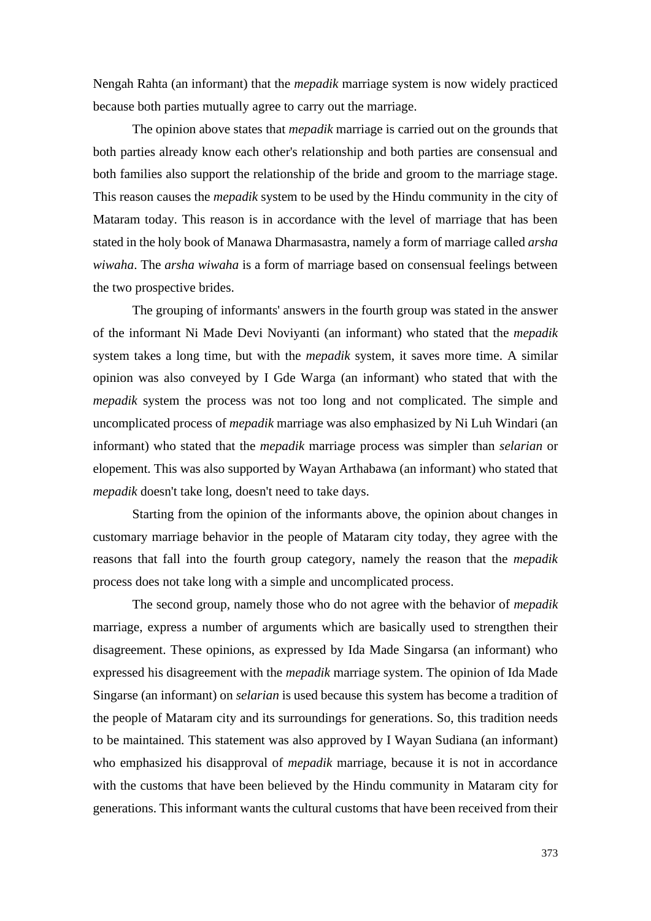Nengah Rahta (an informant) that the *mepadik* marriage system is now widely practiced because both parties mutually agree to carry out the marriage.

The opinion above states that *mepadik* marriage is carried out on the grounds that both parties already know each other's relationship and both parties are consensual and both families also support the relationship of the bride and groom to the marriage stage. This reason causes the *mepadik* system to be used by the Hindu community in the city of Mataram today. This reason is in accordance with the level of marriage that has been stated in the holy book of Manawa Dharmasastra, namely a form of marriage called *arsha wiwaha*. The *arsha wiwaha* is a form of marriage based on consensual feelings between the two prospective brides.

The grouping of informants' answers in the fourth group was stated in the answer of the informant Ni Made Devi Noviyanti (an informant) who stated that the *mepadik* system takes a long time, but with the *mepadik* system, it saves more time. A similar opinion was also conveyed by I Gde Warga (an informant) who stated that with the *mepadik* system the process was not too long and not complicated. The simple and uncomplicated process of *mepadik* marriage was also emphasized by Ni Luh Windari (an informant) who stated that the *mepadik* marriage process was simpler than *selarian* or elopement. This was also supported by Wayan Arthabawa (an informant) who stated that *mepadik* doesn't take long, doesn't need to take days.

Starting from the opinion of the informants above, the opinion about changes in customary marriage behavior in the people of Mataram city today, they agree with the reasons that fall into the fourth group category, namely the reason that the *mepadik* process does not take long with a simple and uncomplicated process.

The second group, namely those who do not agree with the behavior of *mepadik* marriage, express a number of arguments which are basically used to strengthen their disagreement. These opinions, as expressed by Ida Made Singarsa (an informant) who expressed his disagreement with the *mepadik* marriage system. The opinion of Ida Made Singarse (an informant) on *selarian* is used because this system has become a tradition of the people of Mataram city and its surroundings for generations. So, this tradition needs to be maintained. This statement was also approved by I Wayan Sudiana (an informant) who emphasized his disapproval of *mepadik* marriage, because it is not in accordance with the customs that have been believed by the Hindu community in Mataram city for generations. This informant wants the cultural customs that have been received from their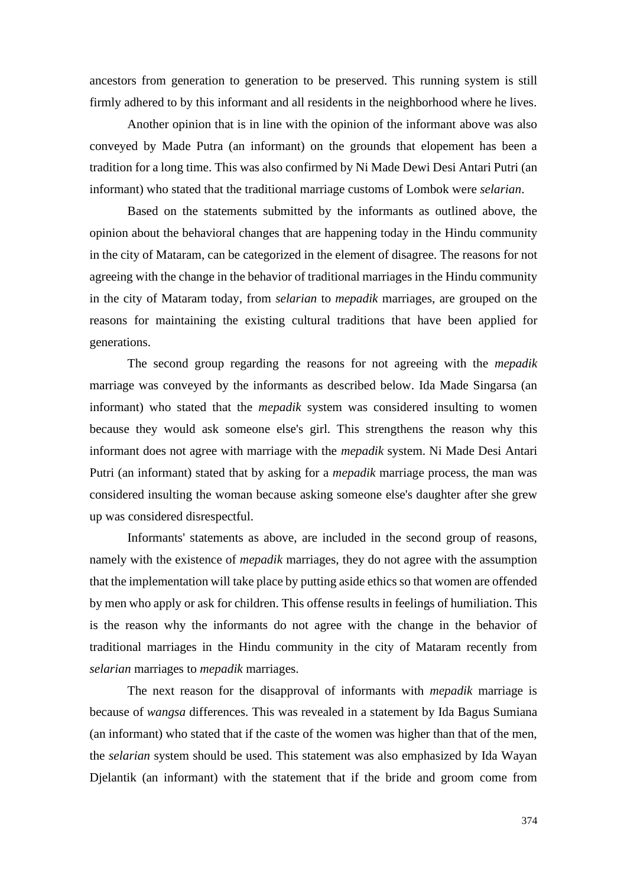ancestors from generation to generation to be preserved. This running system is still firmly adhered to by this informant and all residents in the neighborhood where he lives.

Another opinion that is in line with the opinion of the informant above was also conveyed by Made Putra (an informant) on the grounds that elopement has been a tradition for a long time. This was also confirmed by Ni Made Dewi Desi Antari Putri (an informant) who stated that the traditional marriage customs of Lombok were *selarian*.

Based on the statements submitted by the informants as outlined above, the opinion about the behavioral changes that are happening today in the Hindu community in the city of Mataram, can be categorized in the element of disagree. The reasons for not agreeing with the change in the behavior of traditional marriages in the Hindu community in the city of Mataram today, from *selarian* to *mepadik* marriages, are grouped on the reasons for maintaining the existing cultural traditions that have been applied for generations.

The second group regarding the reasons for not agreeing with the *mepadik* marriage was conveyed by the informants as described below. Ida Made Singarsa (an informant) who stated that the *mepadik* system was considered insulting to women because they would ask someone else's girl. This strengthens the reason why this informant does not agree with marriage with the *mepadik* system. Ni Made Desi Antari Putri (an informant) stated that by asking for a *mepadik* marriage process, the man was considered insulting the woman because asking someone else's daughter after she grew up was considered disrespectful.

Informants' statements as above, are included in the second group of reasons, namely with the existence of *mepadik* marriages, they do not agree with the assumption that the implementation will take place by putting aside ethics so that women are offended by men who apply or ask for children. This offense results in feelings of humiliation. This is the reason why the informants do not agree with the change in the behavior of traditional marriages in the Hindu community in the city of Mataram recently from *selarian* marriages to *mepadik* marriages.

The next reason for the disapproval of informants with *mepadik* marriage is because of *wangsa* differences. This was revealed in a statement by Ida Bagus Sumiana (an informant) who stated that if the caste of the women was higher than that of the men, the *selarian* system should be used. This statement was also emphasized by Ida Wayan Djelantik (an informant) with the statement that if the bride and groom come from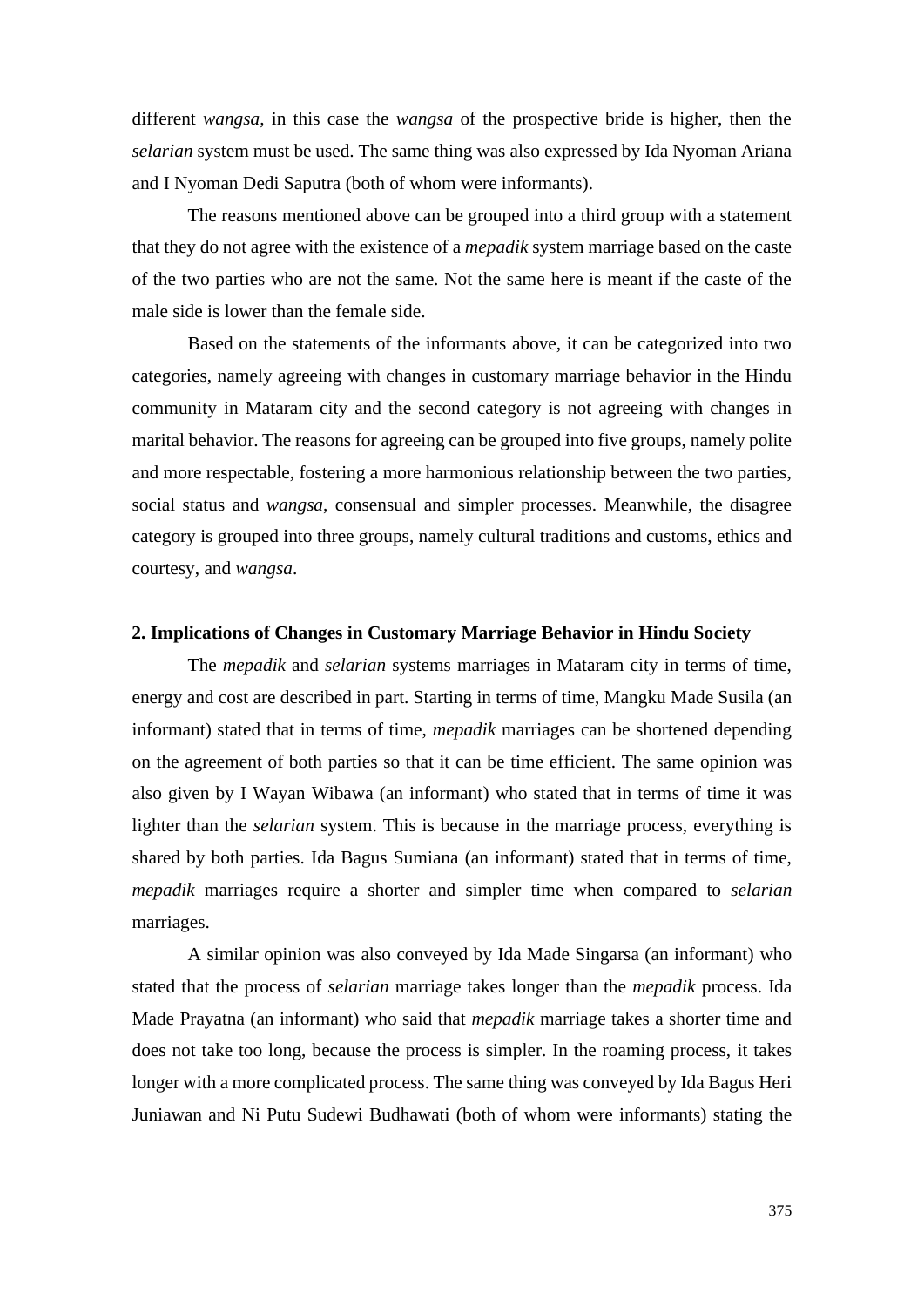different *wangsa*, in this case the *wangsa* of the prospective bride is higher, then the *selarian* system must be used. The same thing was also expressed by Ida Nyoman Ariana and I Nyoman Dedi Saputra (both of whom were informants).

The reasons mentioned above can be grouped into a third group with a statement that they do not agree with the existence of a *mepadik* system marriage based on the caste of the two parties who are not the same. Not the same here is meant if the caste of the male side is lower than the female side.

Based on the statements of the informants above, it can be categorized into two categories, namely agreeing with changes in customary marriage behavior in the Hindu community in Mataram city and the second category is not agreeing with changes in marital behavior. The reasons for agreeing can be grouped into five groups, namely polite and more respectable, fostering a more harmonious relationship between the two parties, social status and *wangsa*, consensual and simpler processes. Meanwhile, the disagree category is grouped into three groups, namely cultural traditions and customs, ethics and courtesy, and *wangsa*.

**2. Implications of Changes in Customary Marriage Behavior in Hindu Society**

The *mepadik* and *selarian* systems marriages in Mataram city in terms of time, energy and cost are described in part. Starting in terms of time, Mangku Made Susila (an informant) stated that in terms of time, *mepadik* marriages can be shortened depending on the agreement of both parties so that it can be time efficient. The same opinion was also given by I Wayan Wibawa (an informant) who stated that in terms of time it was lighter than the *selarian* system. This is because in the marriage process, everything is shared by both parties. Ida Bagus Sumiana (an informant) stated that in terms of time, *mepadik* marriages require a shorter and simpler time when compared to *selarian* marriages.

A similar opinion was also conveyed by Ida Made Singarsa (an informant) who stated that the process of *selarian* marriage takes longer than the *mepadik* process. Ida Made Prayatna (an informant) who said that *mepadik* marriage takes a shorter time and does not take too long, because the process is simpler. In the roaming process, it takes longer with a more complicated process. The same thing was conveyed by Ida Bagus Heri Juniawan and Ni Putu Sudewi Budhawati (both of whom were informants) stating the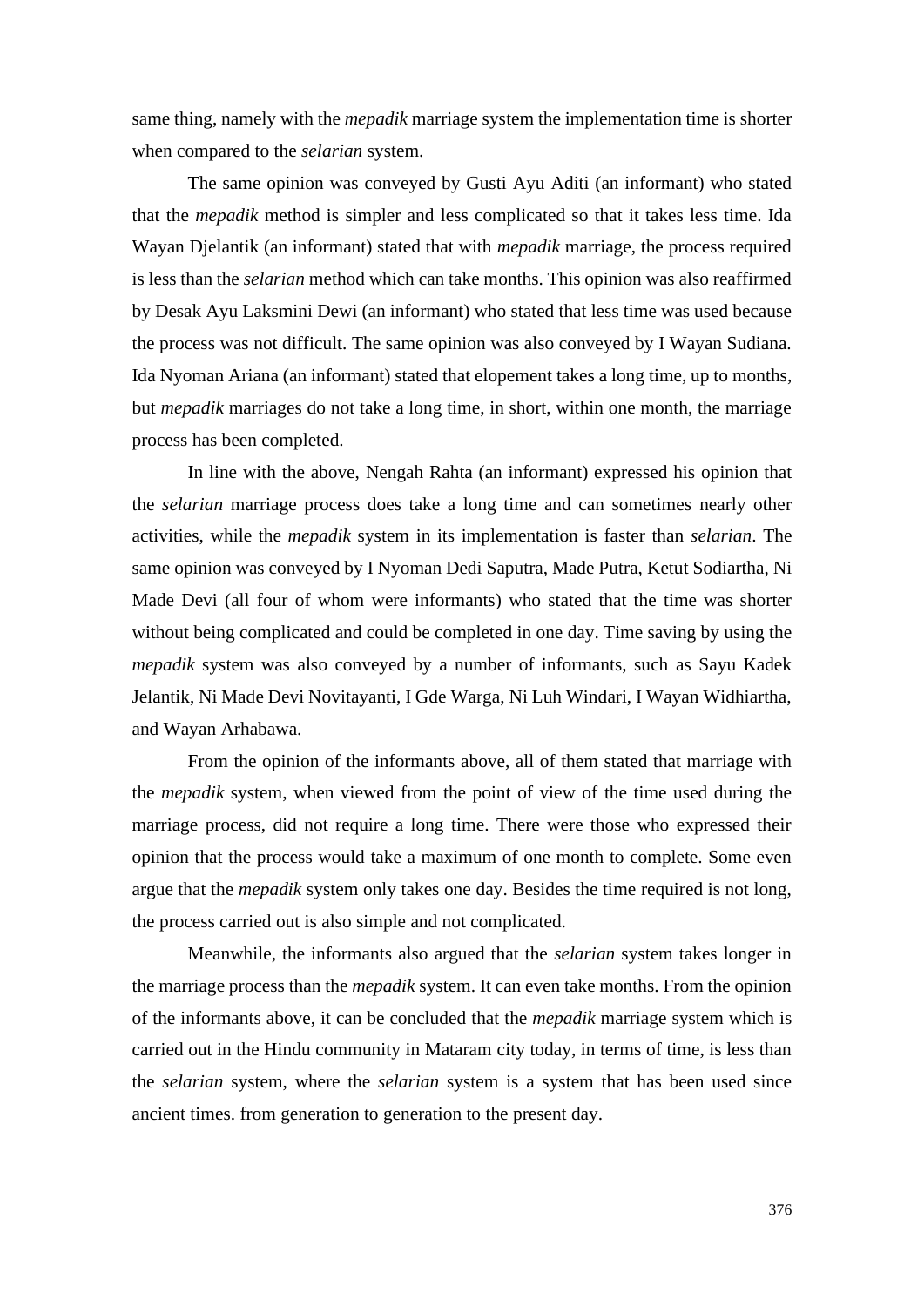same thing, namely with the *mepadik* marriage system the implementation time is shorter when compared to the *selarian* system.

The same opinion was conveyed by Gusti Ayu Aditi (an informant) who stated that the *mepadik* method is simpler and less complicated so that it takes less time. Ida Wayan Djelantik (an informant) stated that with *mepadik* marriage, the process required is less than the *selarian* method which can take months. This opinion was also reaffirmed by Desak Ayu Laksmini Dewi (an informant) who stated that less time was used because the process was not difficult. The same opinion was also conveyed by I Wayan Sudiana. Ida Nyoman Ariana (an informant) stated that elopement takes a long time, up to months, but *mepadik* marriages do not take a long time, in short, within one month, the marriage process has been completed.

In line with the above, Nengah Rahta (an informant) expressed his opinion that the *selarian* marriage process does take a long time and can sometimes nearly other activities, while the *mepadik* system in its implementation is faster than *selarian*. The same opinion was conveyed by I Nyoman Dedi Saputra, Made Putra, Ketut Sodiartha, Ni Made Devi (all four of whom were informants) who stated that the time was shorter without being complicated and could be completed in one day. Time saving by using the *mepadik* system was also conveyed by a number of informants, such as Sayu Kadek Jelantik, Ni Made Devi Novitayanti, I Gde Warga, Ni Luh Windari, I Wayan Widhiartha, and Wayan Arhabawa.

From the opinion of the informants above, all of them stated that marriage with the *mepadik* system, when viewed from the point of view of the time used during the marriage process, did not require a long time. There were those who expressed their opinion that the process would take a maximum of one month to complete. Some even argue that the *mepadik* system only takes one day. Besides the time required is not long, the process carried out is also simple and not complicated.

Meanwhile, the informants also argued that the *selarian* system takes longer in the marriage process than the *mepadik* system. It can even take months. From the opinion of the informants above, it can be concluded that the *mepadik* marriage system which is carried out in the Hindu community in Mataram city today, in terms of time, is less than the *selarian* system, where the *selarian* system is a system that has been used since ancient times. from generation to generation to the present day.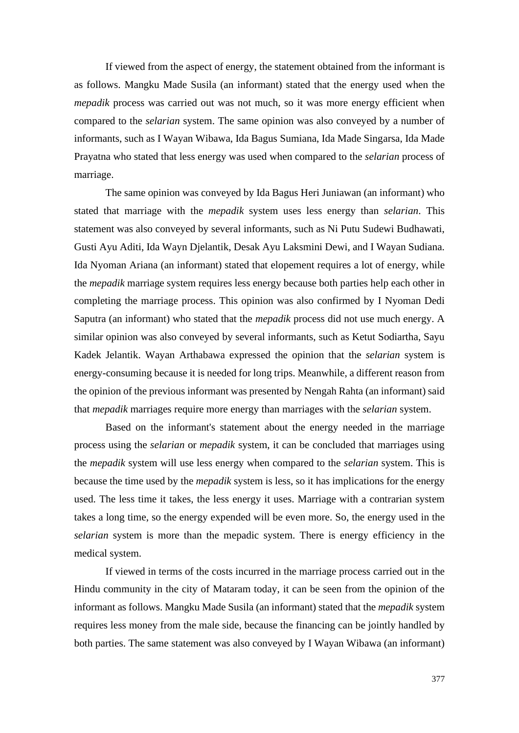If viewed from the aspect of energy, the statement obtained from the informant is as follows. Mangku Made Susila (an informant) stated that the energy used when the *mepadik* process was carried out was not much, so it was more energy efficient when compared to the *selarian* system. The same opinion was also conveyed by a number of informants, such as I Wayan Wibawa, Ida Bagus Sumiana, Ida Made Singarsa, Ida Made Prayatna who stated that less energy was used when compared to the *selarian* process of marriage.

The same opinion was conveyed by Ida Bagus Heri Juniawan (an informant) who stated that marriage with the *mepadik* system uses less energy than *selarian*. This statement was also conveyed by several informants, such as Ni Putu Sudewi Budhawati, Gusti Ayu Aditi, Ida Wayn Djelantik, Desak Ayu Laksmini Dewi, and I Wayan Sudiana. Ida Nyoman Ariana (an informant) stated that elopement requires a lot of energy, while the *mepadik* marriage system requires less energy because both parties help each other in completing the marriage process. This opinion was also confirmed by I Nyoman Dedi Saputra (an informant) who stated that the *mepadik* process did not use much energy. A similar opinion was also conveyed by several informants, such as Ketut Sodiartha, Sayu Kadek Jelantik. Wayan Arthabawa expressed the opinion that the *selarian* system is energy-consuming because it is needed for long trips. Meanwhile, a different reason from the opinion of the previous informant was presented by Nengah Rahta (an informant) said that *mepadik* marriages require more energy than marriages with the *selarian* system.

Based on the informant's statement about the energy needed in the marriage process using the *selarian* or *mepadik* system, it can be concluded that marriages using the *mepadik* system will use less energy when compared to the *selarian* system. This is because the time used by the *mepadik* system is less, so it has implications for the energy used. The less time it takes, the less energy it uses. Marriage with a contrarian system takes a long time, so the energy expended will be even more. So, the energy used in the *selarian* system is more than the mepadic system. There is energy efficiency in the medical system.

If viewed in terms of the costs incurred in the marriage process carried out in the Hindu community in the city of Mataram today, it can be seen from the opinion of the informant as follows. Mangku Made Susila (an informant) stated that the *mepadik* system requires less money from the male side, because the financing can be jointly handled by both parties. The same statement was also conveyed by I Wayan Wibawa (an informant)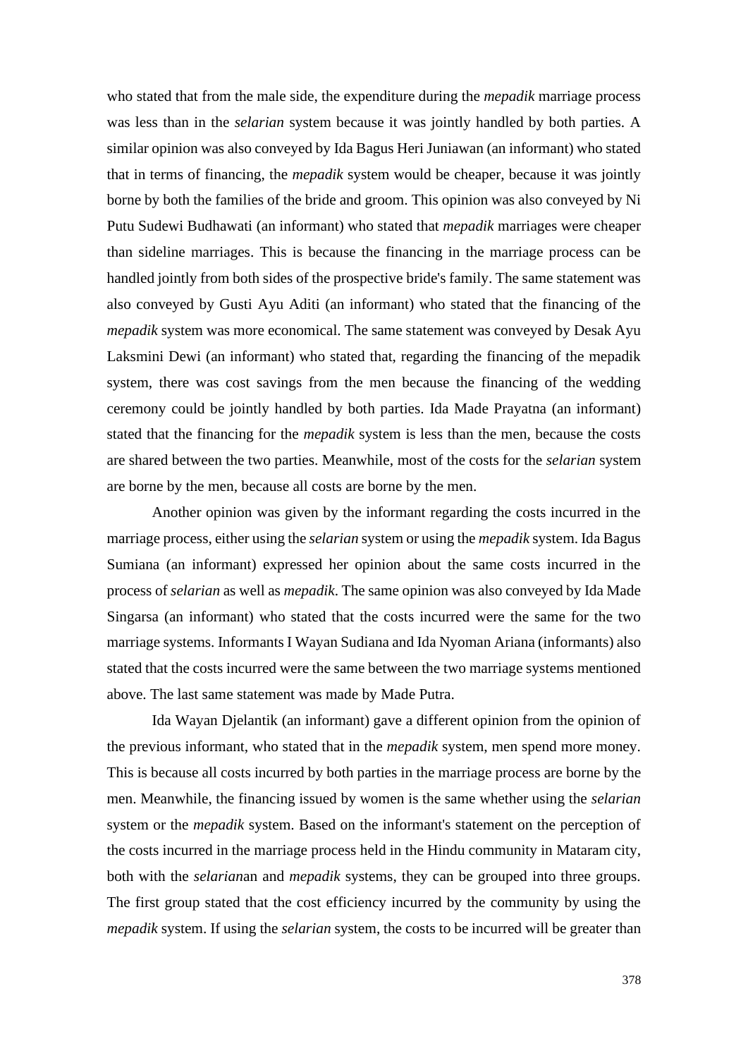who stated that from the male side, the expenditure during the *mepadik* marriage process was less than in the *selarian* system because it was jointly handled by both parties. A similar opinion was also conveyed by Ida Bagus Heri Juniawan (an informant) who stated that in terms of financing, the *mepadik* system would be cheaper, because it was jointly borne by both the families of the bride and groom. This opinion was also conveyed by Ni Putu Sudewi Budhawati (an informant) who stated that *mepadik* marriages were cheaper than sideline marriages. This is because the financing in the marriage process can be handled jointly from both sides of the prospective bride's family. The same statement was also conveyed by Gusti Ayu Aditi (an informant) who stated that the financing of the *mepadik* system was more economical. The same statement was conveyed by Desak Ayu Laksmini Dewi (an informant) who stated that, regarding the financing of the mepadik system, there was cost savings from the men because the financing of the wedding ceremony could be jointly handled by both parties. Ida Made Prayatna (an informant) stated that the financing for the *mepadik* system is less than the men, because the costs are shared between the two parties. Meanwhile, most of the costs for the *selarian* system are borne by the men, because all costs are borne by the men.

Another opinion was given by the informant regarding the costs incurred in the marriage process, either using the *selarian* system or using the *mepadik* system. Ida Bagus Sumiana (an informant) expressed her opinion about the same costs incurred in the process of *selarian* as well as *mepadik*. The same opinion was also conveyed by Ida Made Singarsa (an informant) who stated that the costs incurred were the same for the two marriage systems. Informants I Wayan Sudiana and Ida Nyoman Ariana (informants) also stated that the costs incurred were the same between the two marriage systems mentioned above. The last same statement was made by Made Putra.

Ida Wayan Djelantik (an informant) gave a different opinion from the opinion of the previous informant, who stated that in the *mepadik* system, men spend more money. This is because all costs incurred by both parties in the marriage process are borne by the men. Meanwhile, the financing issued by women is the same whether using the *selarian* system or the *mepadik* system. Based on the informant's statement on the perception of the costs incurred in the marriage process held in the Hindu community in Mataram city, both with the *selarian*an and *mepadik* systems, they can be grouped into three groups. The first group stated that the cost efficiency incurred by the community by using the *mepadik* system. If using the *selarian* system, the costs to be incurred will be greater than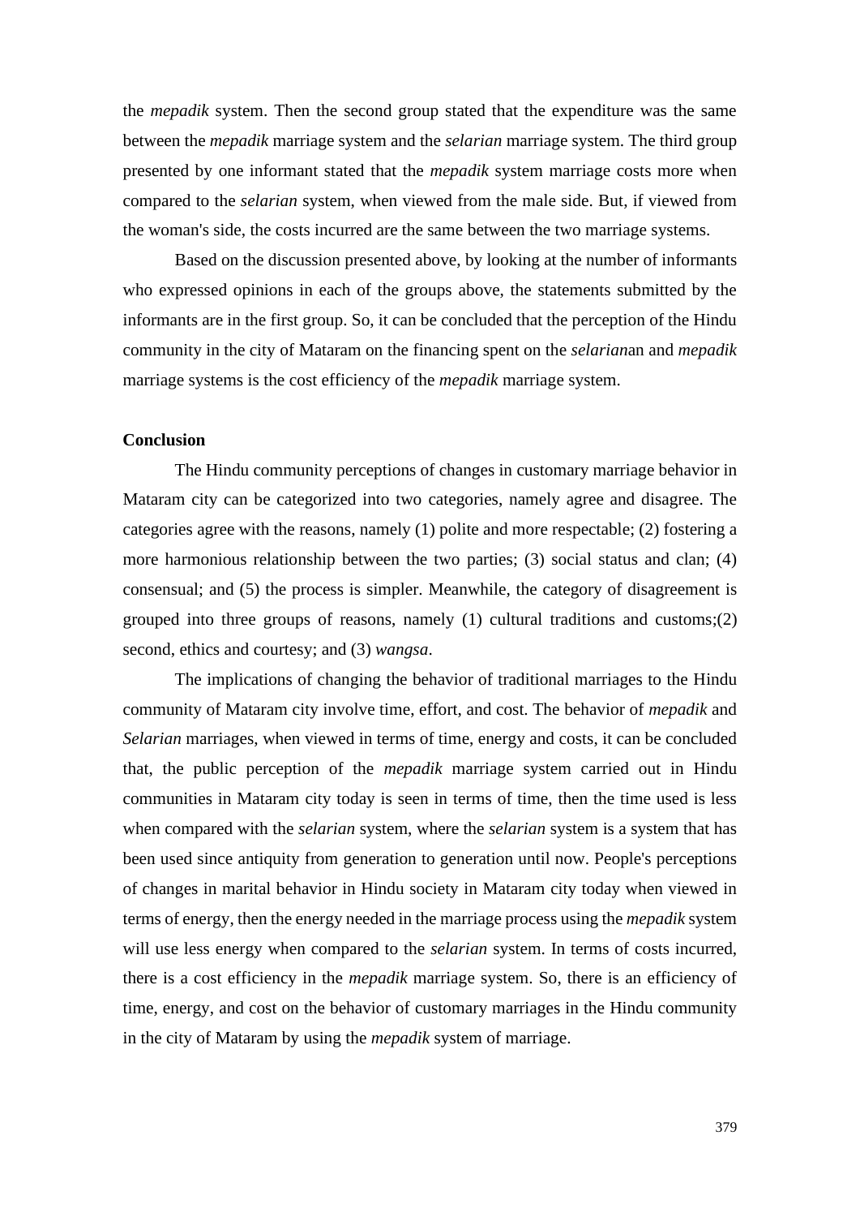the *mepadik* system. Then the second group stated that the expenditure was the same between the *mepadik* marriage system and the *selarian* marriage system. The third group presented by one informant stated that the *mepadik* system marriage costs more when compared to the *selarian* system, when viewed from the male side. But, if viewed from the woman's side, the costs incurred are the same between the two marriage systems.

Based on the discussion presented above, by looking at the number of informants who expressed opinions in each of the groups above, the statements submitted by the informants are in the first group. So, it can be concluded that the perception of the Hindu community in the city of Mataram on the financing spent on the *selarian*an and *mepadik* marriage systems is the cost efficiency of the *mepadik* marriage system.

## Conclusion

The Hindu community perceptions of changes in customary marriage behavior in Mataram city can be categorized into two categories, namely agree and disagree. The categories agree with the reasons, namely (1) polite and more respectable; (2) fostering a more harmonious relationship between the two parties; (3) social status and clan; (4) consensual; and (5) the process is simpler. Meanwhile, the category of disagreement is grouped into three groups of reasons, namely (1) cultural traditions and customs;(2) second, ethics and courtesy; and (3) *wangsa*.

The implications of changing the behavior of traditional marriages to the Hindu community of Mataram city involve time, effort, and cost. The behavior of *mepadik* and *Selarian* marriages, when viewed in terms of time, energy and costs, it can be concluded that, the public perception of the *mepadik* marriage system carried out in Hindu communities in Mataram city today is seen in terms of time, then the time used is less when compared with the *selarian* system, where the *selarian* system is a system that has been used since antiquity from generation to generation until now. People's perceptions of changes in marital behavior in Hindu society in Mataram city today when viewed in terms of energy, then the energy needed in the marriage process using the *mepadik* system will use less energy when compared to the *selarian* system. In terms of costs incurred, there is a cost efficiency in the *mepadik* marriage system. So, there is an efficiency of time, energy, and cost on the behavior of customary marriages in the Hindu community in the city of Mataram by using the *mepadik* system of marriage.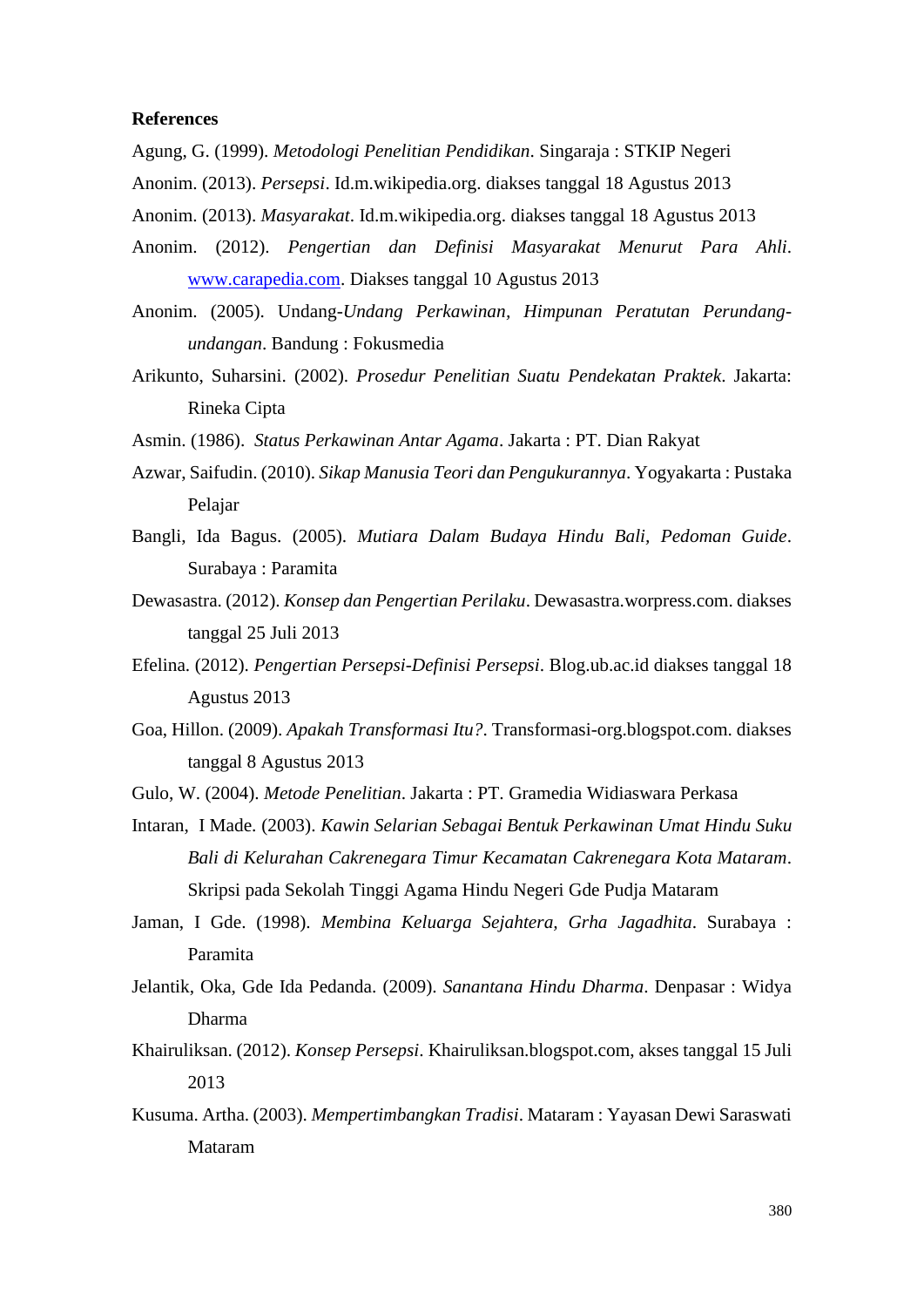**References**

Agung, G. (1999). *Metodologi Penelitian Pendidikan*. Singaraja : STKIP Negeri

Anonim. (2013). *Persepsi*. Id.m.wikipedia.org. diakses tanggal 18 Agustus 2013

Anonim. (2013). *Masyarakat*. Id.m.wikipedia.org. diakses tanggal 18 Agustus 2013

Anonim. (2012). *Pengertian dan Definisi Masyarakat Menurut Para Ahli*. www.carapedia.com. Diakses tanggal 10 Agustus 2013

Anonim. (2005). Undang-*Undang Perkawinan, Himpunan Peratutan Perundang-undangan*. Bandung : Fokusmedia

Arikunto, Suharsini. (2002). *Prosedur Penelitian Suatu Pendekatan Praktek*. Jakarta: Rineka Cipta

Asmin. (1986). *Status Perkawinan Antar Agama*. Jakarta : PT. Dian Rakyat

Azwar, Saifudin. (2010). *Sikap Manusia Teori dan Pengukurannya*. Yogyakarta : Pustaka Pelajar

Bangli, Ida Bagus. (2005). *Mutiara Dalam Budaya Hindu Bali, Pedoman Guide*. Surabaya : Paramita

Dewasastra. (2012). *Konsep dan Pengertian Perilaku*. Dewasastra.worpress.com. diakses tanggal 25 Juli 2013

Efelina. (2012). *Pengertian Persepsi-Definisi Persepsi*. Blog.ub.ac.id diakses tanggal 18 Agustus 2013

Goa, Hillon. (2009). *Apakah Transformasi Itu?*. Transformasi-org.blogspot.com. diakses tanggal 8 Agustus 2013

Gulo, W. (2004). *Metode Penelitian*. Jakarta : PT. Gramedia Widiaswara Perkasa

Intaran, I Made. (2003). *Kawin Selarian Sebagai Bentuk Perkawinan Umat Hindu Suku Bali di Kelurahan Cakrenegara Timur Kecamatan Cakrenegara Kota Mataram*. Skripsi pada Sekolah Tinggi Agama Hindu Negeri Gde Pudja Mataram

Jaman, I Gde. (1998). *Membina Keluarga Sejahtera, Grha Jagadhita*. Surabaya : Paramita

Jelantik, Oka, Gde Ida Pedanda. (2009). *Sanantana Hindu Dharma*. Denpasar : Widya Dharma

Khairuliksan. (2012). *Konsep Persepsi*. Khairuliksan.blogspot.com, akses tanggal 15 Juli 2013

Kusuma. Artha. (2003). *Mempertimbangkan Tradisi*. Mataram : Yayasan Dewi Saraswati Mataram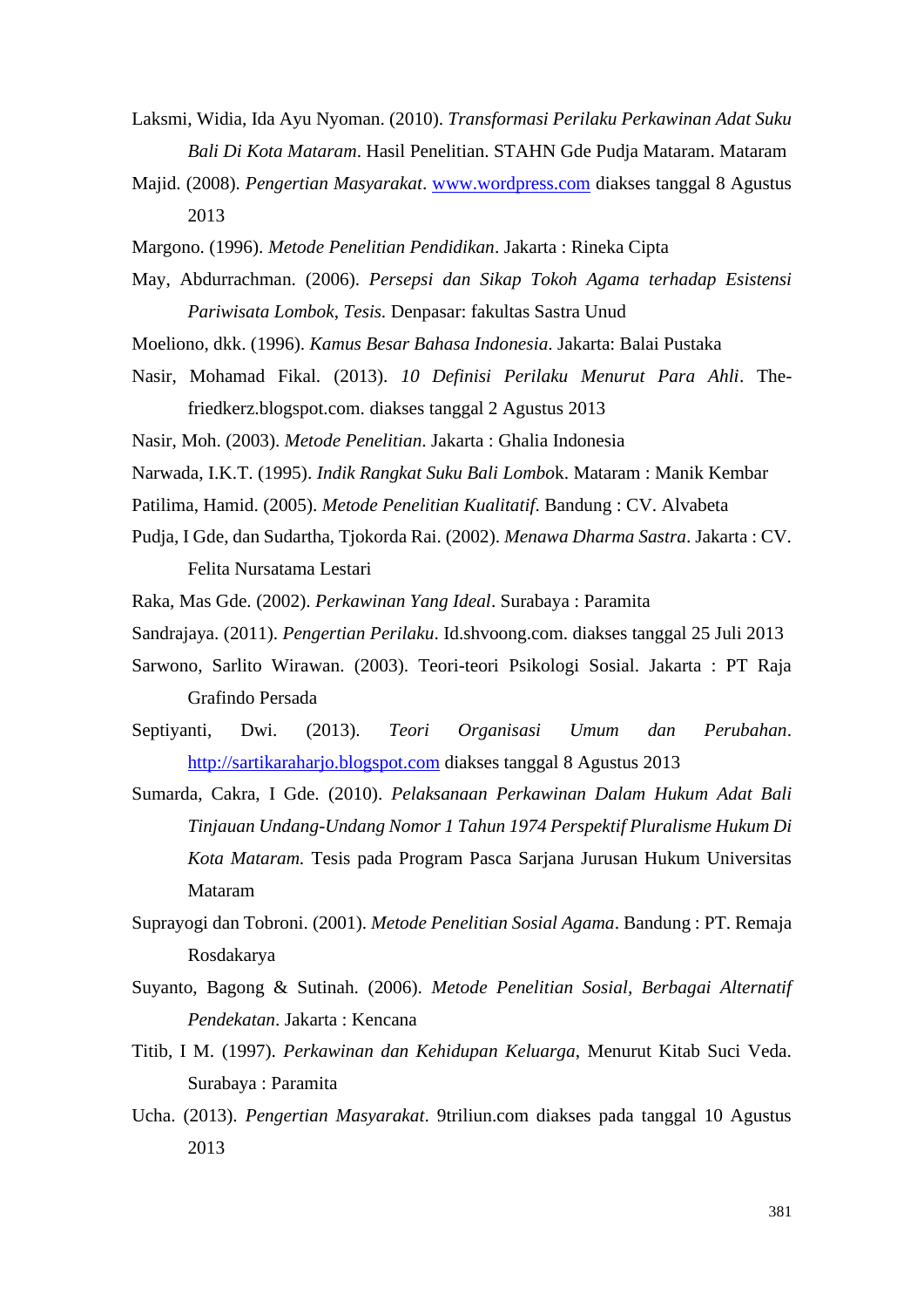Laksmi, Widia, Ida Ayu Nyoman. (2010). *Transformasi Perilaku Perkawinan Adat Suku Bali Di Kota Mataram*. Hasil Penelitian. STAHN Gde Pudja Mataram. Mataram

Majid. (2008). *Pengertian Masyarakat*. [www.wordpress.com](www.wordpress.com) diakses tanggal 8 Agustus 2013

Margono. (1996). *Metode Penelitian Pendidikan*. Jakarta : Rineka Cipta

May, Abdurrachman. (2006). *Persepsi dan Sikap Tokoh Agama terhadap Esistensi Pariwisata Lombok, Tesis.* Denpasar: fakultas Sastra Unud

Moeliono, dkk. (1996). *Kamus Besar Bahasa Indonesia*. Jakarta: Balai Pustaka

Nasir, Mohamad Fikal. (2013). *10 Definisi Perilaku Menurut Para Ahli*. The-friedkerz.blogspot.com. diakses tanggal 2 Agustus 2013

Nasir, Moh. (2003). *Metode Penelitian*. Jakarta : Ghalia Indonesia

Narwada, I.K.T. (1995). *Indik Rangkat Suku Bali Lombo*k. Mataram : Manik Kembar

Patilima, Hamid. (2005). *Metode Penelitian Kualitatif*. Bandung : CV. Alvabeta

Pudja, I Gde, dan Sudartha, Tjokorda Rai. (2002). *Menawa Dharma Sastra*. Jakarta : CV. Felita Nursatama Lestari

Raka, Mas Gde. (2002). *Perkawinan Yang Ideal*. Surabaya : Paramita

Sandrajaya. (2011). *Pengertian Perilaku*. Id.shvoong.com. diakses tanggal 25 Juli 2013

Sarwono, Sarlito Wirawan. (2003). Teori-teori Psikologi Sosial. Jakarta : PT Raja Grafindo Persada

Septiyanti, Dwi. (2013). *Teori Organisasi Umum dan Perubahan*. [http://sartikaraharjo.blogspot.com](http://sartikaraharjo.blogspot.com) diakses tanggal 8 Agustus 2013

Sumarda, Cakra, I Gde. (2010). *Pelaksanaan Perkawinan Dalam Hukum Adat Bali Tinjauan Undang-Undang Nomor 1 Tahun 1974 Perspektif Pluralisme Hukum Di Kota Mataram.* Tesis pada Program Pasca Sarjana Jurusan Hukum Universitas Mataram

Suprayogi dan Tobroni. (2001). *Metode Penelitian Sosial Agama*. Bandung : PT. Remaja Rosdakarya

Suyanto, Bagong & Sutinah. (2006). *Metode Penelitian Sosial, Berbagai Alternatif Pendekatan*. Jakarta : Kencana

Titib, I M. (1997). *Perkawinan dan Kehidupan Keluarga*, Menurut Kitab Suci Veda. Surabaya : Paramita

Ucha. (2013). *Pengertian Masyarakat*. 9triliun.com diakses pada tanggal 10 Agustus 2013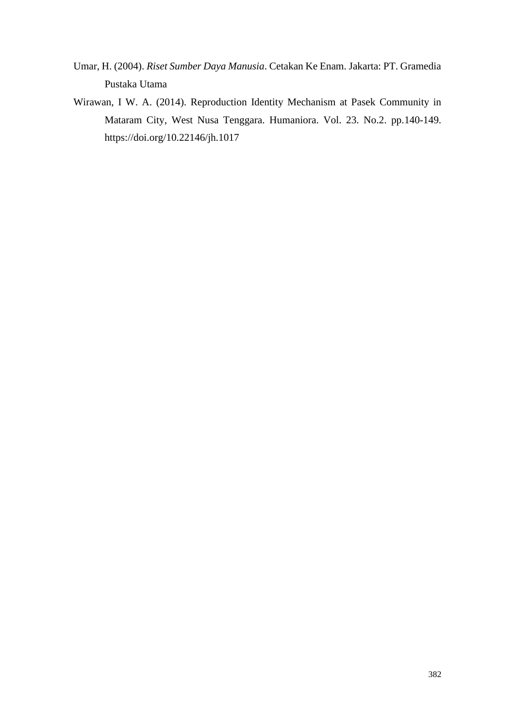Umar, H. (2004). *Riset Sumber Daya Manusia*. Cetakan Ke Enam. Jakarta: PT. Gramedia Pustaka Utama

Wirawan, I W. A. (2014). Reproduction Identity Mechanism at Pasek Community in Mataram City, West Nusa Tenggara. Humaniora. Vol. 23. No.2. pp.140-149. https://doi.org/10.22146/jh.1017